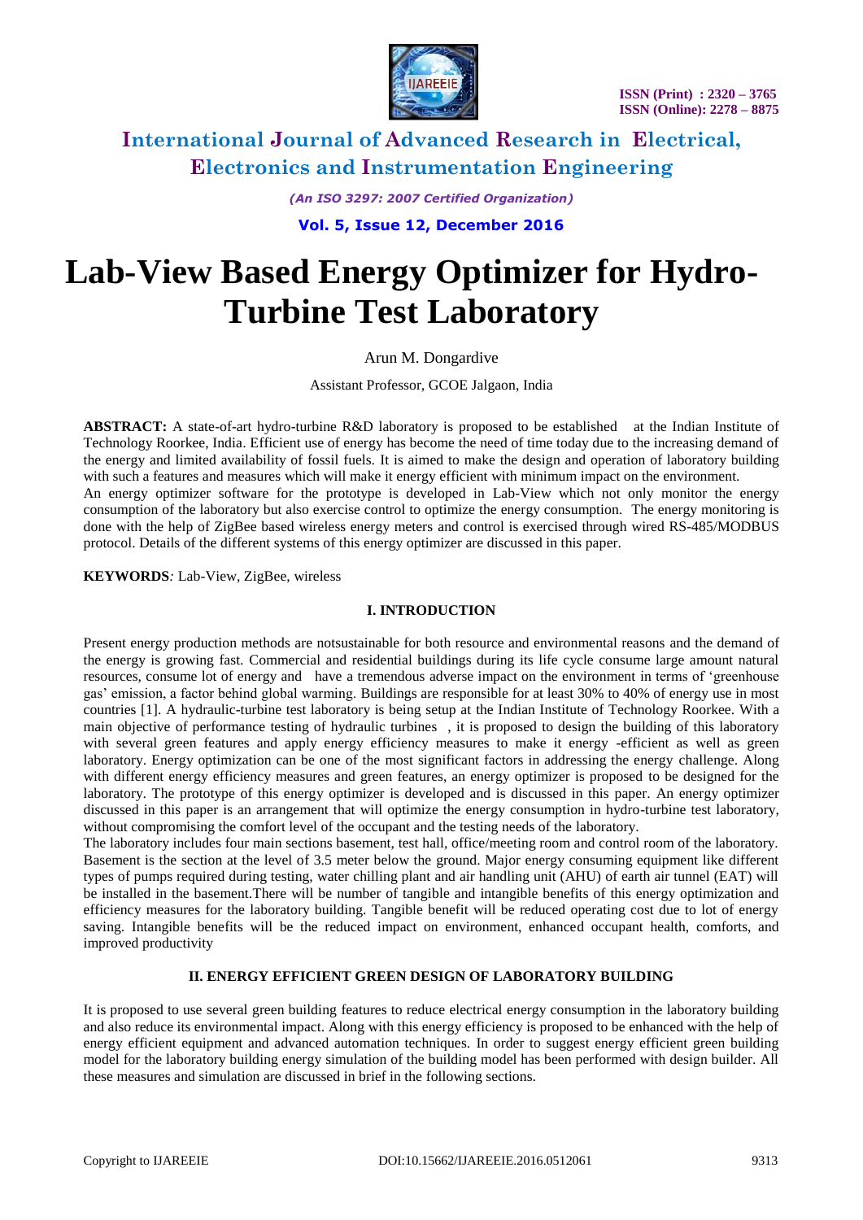# Lab-View Based Energy Optimizer for Hydro-Turbine Test Laboratory

Arun M. Dongardive

Assistant Professor, GCOE Jalgaon, India

**ABSTRACT:** A state-of-art hydro-turbine R&D laboratory is proposed to be established at the Indian Institute of Technology Roorkee, India. Efficient use of energy has become the need of time today due to the increasing demand of the energy and limited availability of fossil fuels. It is aimed to make the design and operation of laboratory building with such a features and measures which will make it energy efficient with minimum impact on the environment.
An energy optimizer software for the prototype is developed in Lab-View which not only monitor the energy consumption of the laboratory but also exercise control to optimize the energy consumption. The energy monitoring is done with the help of ZigBee based wireless energy meters and control is exercised through wired RS-485/MODBUS protocol. Details of the different systems of this energy optimizer are discussed in this paper.

**KEYWORDS***:* Lab-View, ZigBee, wireless

## I. INTRODUCTION

Present energy production methods are notsustainable for both resource and environmental reasons and the demand of the energy is growing fast. Commercial and residential buildings during its life cycle consume large amount natural resources, consume lot of energy and have a tremendous adverse impact on the environment in terms of 'greenhouse gas' emission, a factor behind global warming. Buildings are responsible for at least 30% to 40% of energy use in most countries [1]. A hydraulic-turbine test laboratory is being setup at the Indian Institute of Technology Roorkee. With a main objective of performance testing of hydraulic turbines , it is proposed to design the building of this laboratory with several green features and apply energy efficiency measures to make it energy -efficient as well as green laboratory. Energy optimization can be one of the most significant factors in addressing the energy challenge. Along with different energy efficiency measures and green features, an energy optimizer is proposed to be designed for the laboratory. The prototype of this energy optimizer is developed and is discussed in this paper. An energy optimizer discussed in this paper is an arrangement that will optimize the energy consumption in hydro-turbine test laboratory, without compromising the comfort level of the occupant and the testing needs of the laboratory.
The laboratory includes four main sections basement, test hall, office/meeting room and control room of the laboratory. Basement is the section at the level of 3.5 meter below the ground. Major energy consuming equipment like different types of pumps required during testing, water chilling plant and air handling unit (AHU) of earth air tunnel (EAT) will be installed in the basement.There will be number of tangible and intangible benefits of this energy optimization and efficiency measures for the laboratory building. Tangible benefit will be reduced operating cost due to lot of energy saving. Intangible benefits will be the reduced impact on environment, enhanced occupant health, comforts, and improved productivity

## II. ENERGY EFFICIENT GREEN DESIGN OF LABORATORY BUILDING

It is proposed to use several green building features to reduce electrical energy consumption in the laboratory building and also reduce its environmental impact. Along with this energy efficiency is proposed to be enhanced with the help of energy efficient equipment and advanced automation techniques. In order to suggest energy efficient green building model for the laboratory building energy simulation of the building model has been performed with design builder. All these measures and simulation are discussed in brief in the following sections.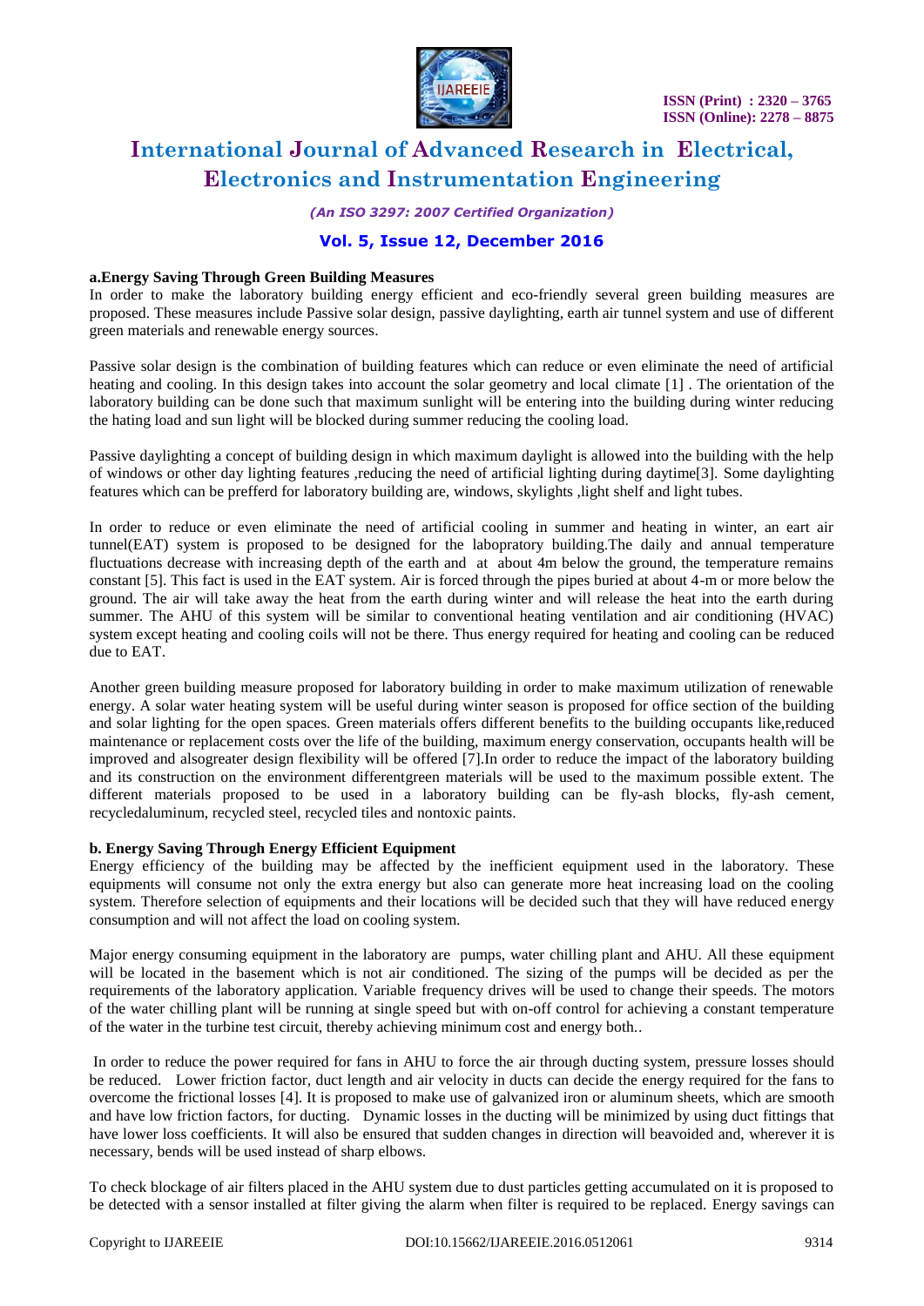**a.Energy Saving Through Green Building Measures**

In order to make the laboratory building energy efficient and eco-friendly several green building measures are proposed. These measures include Passive solar design, passive daylighting, earth air tunnel system and use of different green materials and renewable energy sources.

Passive solar design is the combination of building features which can reduce or even eliminate the need of artificial heating and cooling. In this design takes into account the solar geometry and local climate [1] . The orientation of the laboratory building can be done such that maximum sunlight will be entering into the building during winter reducing the hating load and sun light will be blocked during summer reducing the cooling load.

Passive daylighting a concept of building design in which maximum daylight is allowed into the building with the help of windows or other day lighting features ,reducing the need of artificial lighting during daytime[3]. Some daylighting features which can be prefferd for laboratory building are, windows, skylights ,light shelf and light tubes.

In order to reduce or even eliminate the need of artificial cooling in summer and heating in winter, an eart air tunnel(EAT) system is proposed to be designed for the lab0pratory building.The daily and annual temperature fluctuations decrease with increasing depth of the earth and at about 4m below the ground, the temperature remains constant [5]. This fact is used in the EAT system. Air is forced through the pipes buried at about 4-m or more below the ground. The air will take away the heat from the earth during winter and will release the heat into the earth during summer. The AHU of this system will be similar to conventional heating ventilation and air conditioning (HVAC) system except heating and cooling coils will not be there. Thus energy required for heating and cooling can be reduced due to EAT.

Another green building measure proposed for laboratory building in order to make maximum utilization of renewable energy. A solar water heating system will be useful during winter season is proposed for office section of the building and solar lighting for the open spaces. Green materials offers different benefits to the building occupants like,reduced maintenance or replacement costs over the life of the building, maximum energy conservation, occupants health will be improved and alsogreater design flexibility will be offered [7].In order to reduce the impact of the laboratory building and its construction on the environment differentgreen materials will be used to the maximum possible extent. The different materials proposed to be used in a laboratory building can be fly-ash blocks, fly-ash cement, recycledaluminum, recycled steel, recycled tiles and nontoxic paints.

**b. Energy Saving Through Energy Efficient Equipment**

Energy efficiency of the building may be affected by the inefficient equipment used in the laboratory. These equipments will consume not only the extra energy but also can generate more heat increasing load on the cooling system. Therefore selection of equipments and their locations will be decided such that they will have reduced energy consumption and will not affect the load on cooling system.

Major energy consuming equipment in the laboratory are pumps, water chilling plant and AHU. All these equipment will be located in the basement which is not air conditioned. The sizing of the pumps will be decided as per the requirements of the laboratory application. Variable frequency drives will be used to change their speeds. The motors of the water chilling plant will be running at single speed but with on-off control for achieving a constant temperature of the water in the turbine test circuit, thereby achieving minimum cost and energy both..

In order to reduce the power required for fans in AHU to force the air through ducting system, pressure losses should be reduced. Lower friction factor, duct length and air velocity in ducts can decide the energy required for the fans to overcome the frictional losses [4]. It is proposed to make use of galvanized iron or aluminum sheets, which are smooth and have low friction factors, for ducting. Dynamic losses in the ducting will be minimized by using duct fittings that have lower loss coefficients. It will also be ensured that sudden changes in direction will beavoided and, wherever it is necessary, bends will be used instead of sharp elbows.

To check blockage of air filters placed in the AHU system due to dust particles getting accumulated on it is proposed to be detected with a sensor installed at filter giving the alarm when filter is required to be replaced. Energy savings can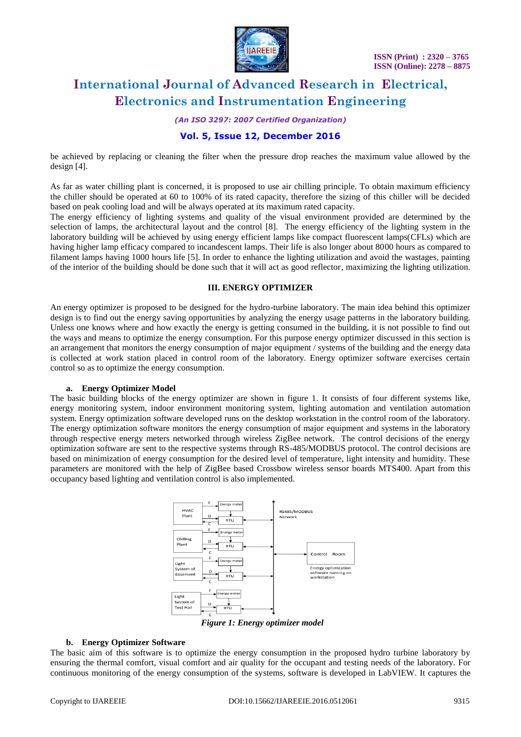be achieved by replacing or cleaning the filter when the pressure drop reaches the maximum value allowed by the design [4].

As far as water chilling plant is concerned, it is proposed to use air chilling principle. To obtain maximum efficiency the chiller should be operated at 60 to 100% of its rated capacity, therefore the sizing of this chiller will be decided based on peak cooling load and will be always operated at its maximum rated capacity.
The energy efficiency of lighting systems and quality of the visual environment provided are determined by the selection of lamps, the architectural layout and the control [8]. The energy efficiency of the lighting system in the laboratory building will be achieved by using energy efficient lamps like compact fluorescent lamps(CFLs) which are having higher lamp efficacy compared to incandescent lamps. Their life is also longer about 8000 hours as compared to filament lamps having 1000 hours life [5]. In order to enhance the lighting utilization and avoid the wastages, painting of the interior of the building should be done such that it will act as good reflector, maximizing the lighting utilization.

## III. ENERGY OPTIMIZER

An energy optimizer is proposed to be designed for the hydro-turbine laboratory. The main idea behind this optimizer design is to find out the energy saving opportunities by analyzing the energy usage patterns in the laboratory building. Unless one knows where and how exactly the energy is getting consumed in the building, it is not possible to find out the ways and means to optimize the energy consumption. For this purpose energy optimizer discussed in this section is an arrangement that monitors the energy consumption of major equipment / systems of the building and the energy data is collected at work station placed in control room of the laboratory. Energy optimizer software exercises certain control so as to optimize the energy consumption.

### a. Energy Optimizer Model

The basic building blocks of the energy optimizer are shown in figure 1. It consists of four different systems like, energy monitoring system, indoor environment monitoring system, lighting automation and ventilation automation system. Energy optimization software developed runs on the desktop workstation in the control room of the laboratory. The energy optimization software monitors the energy consumption of major equipment and systems in the laboratory through respective energy meters networked through wireless ZigBee network. The control decisions of the energy optimization software are sent to the respective systems through RS-485/MODBUS protocol. The control decisions are based on minimization of energy consumption for the desired level of temperature, light intensity and humidity. These parameters are monitored with the help of ZigBee based Crossbow wireless sensor boards MTS400. Apart from this occupancy based lighting and ventilation control is also implemented.

*Figure 1: Energy optimizer model*

### b. Energy Optimizer Software

The basic aim of this software is to optimize the energy consumption in the proposed hydro turbine laboratory by ensuring the thermal comfort, visual comfort and air quality for the occupant and testing needs of the laboratory. For continuous monitoring of the energy consumption of the systems, software is developed in LabVIEW. It captures the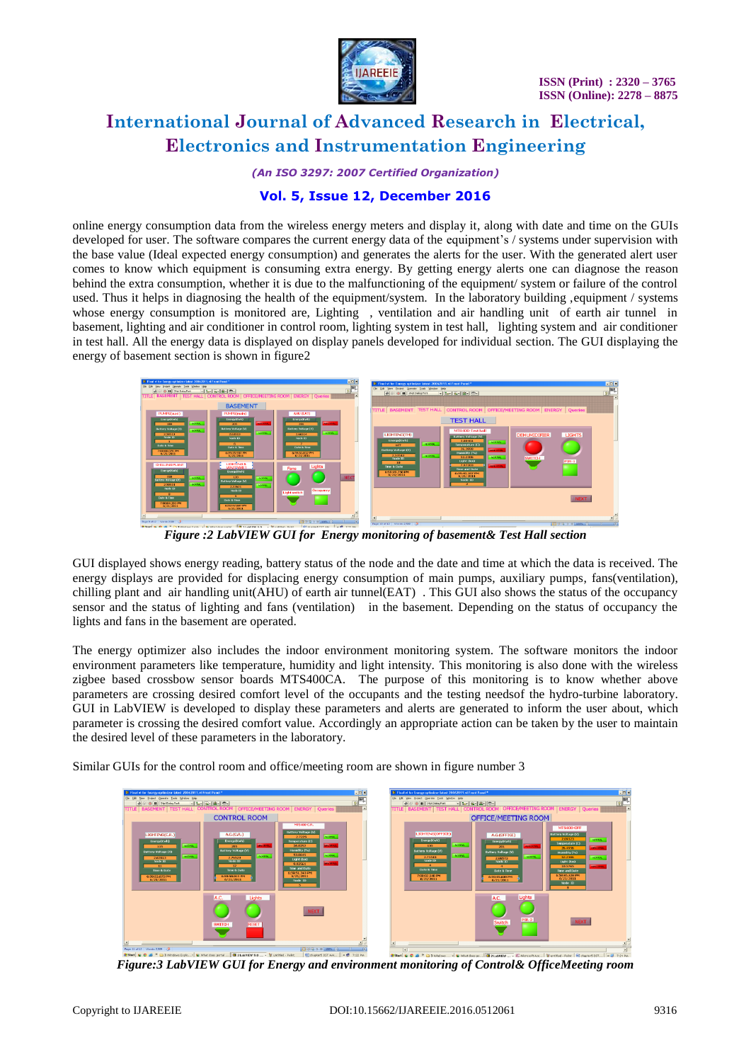online energy consumption data from the wireless energy meters and display it, along with date and time on the GUIs developed for user. The software compares the current energy data of the equipment's / systems under supervision with the base value (Ideal expected energy consumption) and generates the alerts for the user. With the generated alert user comes to know which equipment is consuming extra energy. By getting energy alerts one can diagnose the reason behind the extra consumption, whether it is due to the malfunctioning of the equipment/ system or failure of the control used. Thus it helps in diagnosing the health of the equipment/system. In the laboratory building ,equipment / systems whose energy consumption is monitored are, Lighting , ventilation and air handling unit of earth air tunnel in basement, lighting and air conditioner in control room, lighting system in test hall, lighting system and air conditioner in test hall. All the energy data is displayed on display panels developed for individual section. The GUI displaying the energy of basement section is shown in figure2

*Figure :2 LabVIEW GUI for Energy monitoring of basement& Test Hall section*

GUI displayed shows energy reading, battery status of the node and the date and time at which the data is received. The energy displays are provided for displacing energy consumption of main pumps, auxiliary pumps, fans(ventilation), chilling plant and air handling unit(AHU) of earth air tunnel(EAT) . This GUI also shows the status of the occupancy sensor and the status of lighting and fans (ventilation) in the basement. Depending on the status of occupancy the lights and fans in the basement are operated.

The energy optimizer also includes the indoor environment monitoring system. The software monitors the indoor environment parameters like temperature, humidity and light intensity. This monitoring is also done with the wireless zigbee based crossbow sensor boards MTS400CA. The purpose of this monitoring is to know whether above parameters are crossing desired comfort level of the occupants and the testing needsof the hydro-turbine laboratory. GUI in LabVIEW is developed to display these parameters and alerts are generated to inform the user about, which parameter is crossing the desired comfort value. Accordingly an appropriate action can be taken by the user to maintain the desired level of these parameters in the laboratory.

Similar GUIs for the control room and office/meeting room are shown in figure number 3

*Figure:3 LabVIEW GUI for Energy and environment monitoring of Control& OfficeMeeting room*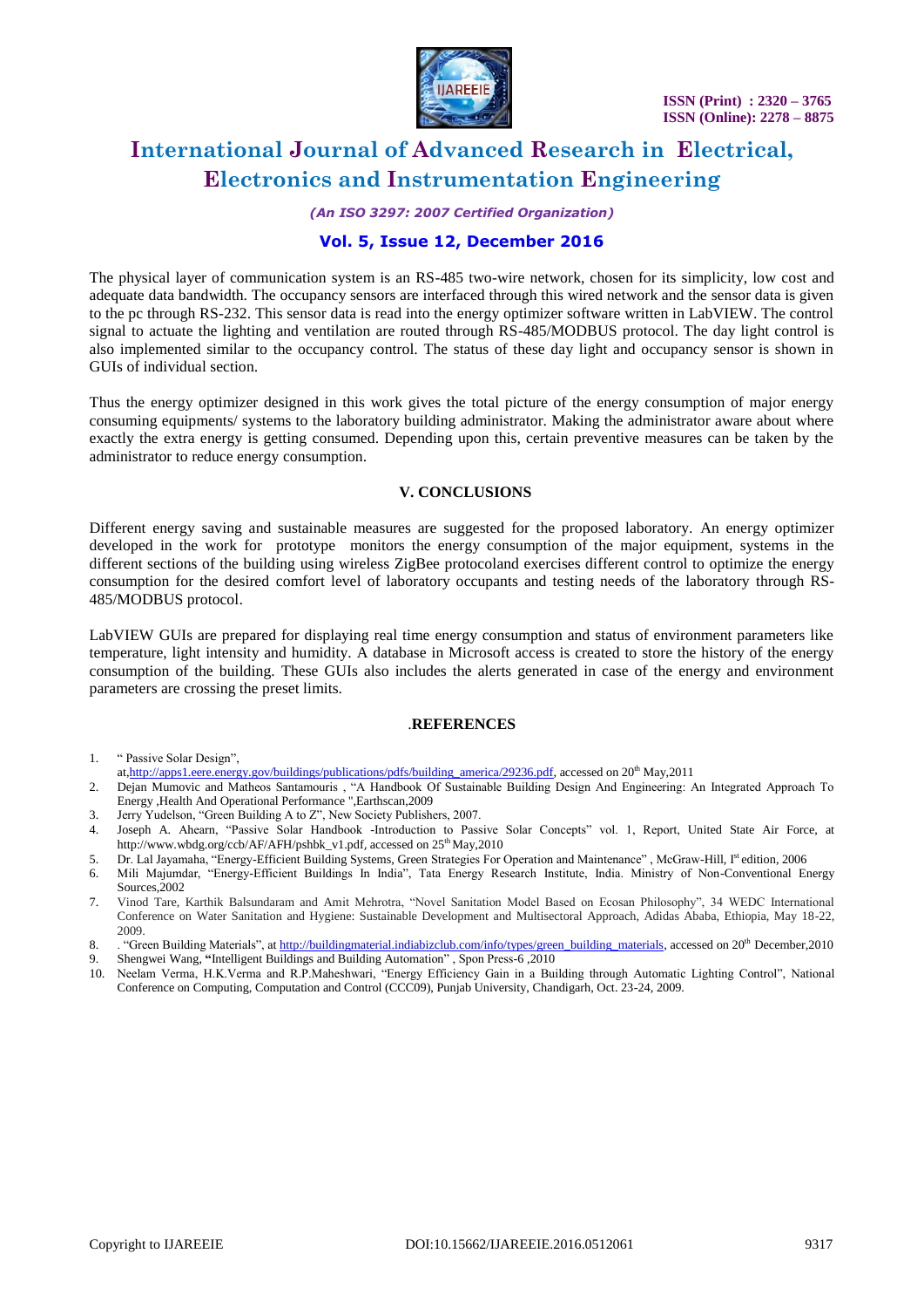The physical layer of communication system is an RS-485 two-wire network, chosen for its simplicity, low cost and adequate data bandwidth. The occupancy sensors are interfaced through this wired network and the sensor data is given to the pc through RS-232. This sensor data is read into the energy optimizer software written in LabVIEW. The control signal to actuate the lighting and ventilation are routed through RS-485/MODBUS protocol. The day light control is also implemented similar to the occupancy control. The status of these day light and occupancy sensor is shown in GUIs of individual section.

Thus the energy optimizer designed in this work gives the total picture of the energy consumption of major energy consuming equipments/ systems to the laboratory building administrator. Making the administrator aware about where exactly the extra energy is getting consumed. Depending upon this, certain preventive measures can be taken by the administrator to reduce energy consumption.

## V. CONCLUSIONS

Different energy saving and sustainable measures are suggested for the proposed laboratory. An energy optimizer developed in the work for prototype monitors the energy consumption of the major equipment, systems in the different sections of the building using wireless ZigBee protocoland exercises different control to optimize the energy consumption for the desired comfort level of laboratory occupants and testing needs of the laboratory through RS-485/MODBUS protocol.

LabVIEW GUIs are prepared for displaying real time energy consumption and status of environment parameters like temperature, light intensity and humidity. A database in Microsoft access is created to store the history of the energy consumption of the building. These GUIs also includes the alerts generated in case of the energy and environment parameters are crossing the preset limits.

## .REFERENCES

1. " Passive Solar Design", at,http://apps1.eere.energy.gov/buildings/publications/pdfs/building_america/29236.pdf, accessed on 20th May,2011
2. Dejan Mumovic and Matheos Santamouris , "A Handbook Of Sustainable Building Design And Engineering: An Integrated Approach To Energy ,Health And Operational Performance ",Earthscan,2009
3. Jerry Yudelson, "Green Building A to Z", New Society Publishers, 2007.
4. Joseph A. Ahearn, "Passive Solar Handbook -Introduction to Passive Solar Concepts" vol. 1, Report, United State Air Force, at http://www.wbdg.org/ccb/AF/AFH/pshbk_v1.pdf, accessed on 25th May,2010
5. Dr. Lal Jayamaha, "Energy-Efficient Building Systems, Green Strategies For Operation and Maintenance" , McGraw-Hill, Ist edition, 2006
6. Mili Majumdar, "Energy-Efficient Buildings In India", Tata Energy Research Institute, India. Ministry of Non-Conventional Energy Sources,2002
7. Vinod Tare, Karthik Balsundaram and Amit Mehrotra, "Novel Sanitation Model Based on Ecosan Philosophy", 34 WEDC International Conference on Water Sanitation and Hygiene: Sustainable Development and Multisectoral Approach, Adidas Ababa, Ethiopia, May 18-22, 2009.
8. . "Green Building Materials", at http://buildingmaterial.indiabizclub.com/info/types/green_building_materials, accessed on 20th December,2010
9. Shengwei Wang, "Intelligent Buildings and Building Automation" , Spon Press-6 ,2010
10. Neelam Verma, H.K.Verma and R.P.Maheshwari, "Energy Efficiency Gain in a Building through Automatic Lighting Control", National Conference on Computing, Computation and Control (CCC09), Punjab University, Chandigarh, Oct. 23-24, 2009.